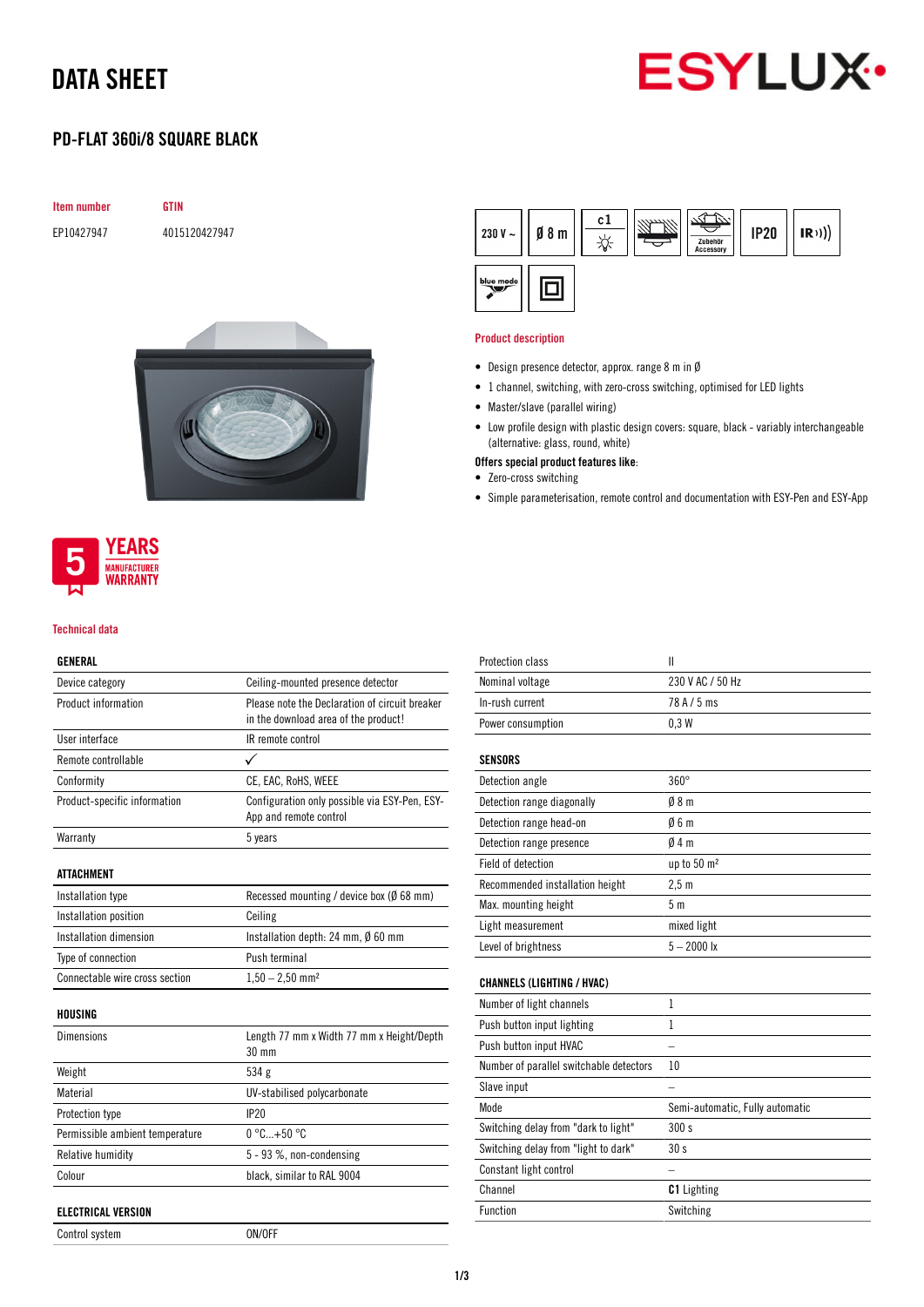# DATA SHEET

## PD-FLAT 360i/8 SQUARE BLACK

| Item number | GTIN |
|---|---|
| EP10427947 | 4015120427947 |

230 V ~ | Ø 8 m | c1 | Zubehör Accessory | IP20 | IR | blue mode

### Product description

- Design presence detector, approx. range 8 m in Ø
- 1 channel, switching, with zero-cross switching, optimised for LED lights
- Master/slave (parallel wiring)
- Low profile design with plastic design covers: square, black - variably interchangeable (alternative: glass, round, white)

**Offers special product features like:**

- Zero-cross switching
- Simple parameterisation, remote control and documentation with ESY-Pen and ESY-App

5 YEARS MANUFACTURER WARRANTY

### Technical data

| GENERAL | |
|---|---|
| Device category | Ceiling-mounted presence detector |
| Product information | Please note the Declaration of circuit breaker in the download area of the product! |
| User interface | IR remote control |
| Remote controllable | ✓ |
| Conformity | CE, EAC, RoHS, WEEE |
| Product-specific information | Configuration only possible via ESY-Pen, ESY-App and remote control |
| Warranty | 5 years |

| ATTACHMENT | |
|---|---|
| Installation type | Recessed mounting / device box (Ø 68 mm) |
| Installation position | Ceiling |
| Installation dimension | Installation depth: 24 mm, Ø 60 mm |
| Type of connection | Push terminal |
| Connectable wire cross section | 1,50 – 2,50 mm² |

| HOUSING | |
|---|---|
| Dimensions | Length 77 mm x Width 77 mm x Height/Depth 30 mm |
| Weight | 534 g |
| Material | UV-stabilised polycarbonate |
| Protection type | IP20 |
| Permissible ambient temperature | 0 °C...+50 °C |
| Relative humidity | 5 - 93 %, non-condensing |
| Colour | black, similar to RAL 9004 |

| ELECTRICAL VERSION | |
|---|---|
| Control system | ON/OFF |
| Protection class | II |
| Nominal voltage | 230 V AC / 50 Hz |
| In-rush current | 78 A / 5 ms |
| Power consumption | 0,3 W |

| SENSORS | |
|---|---|
| Detection angle | 360° |
| Detection range diagonally | Ø 8 m |
| Detection range head-on | Ø 6 m |
| Detection range presence | Ø 4 m |
| Field of detection | up to 50 m² |
| Recommended installation height | 2,5 m |
| Max. mounting height | 5 m |
| Light measurement | mixed light |
| Level of brightness | 5 – 2000 lx |

| CHANNELS (LIGHTING / HVAC) | |
|---|---|
| Number of light channels | 1 |
| Push button input lighting | 1 |
| Push button input HVAC | – |
| Number of parallel switchable detectors | 10 |
| Slave input | – |
| Mode | Semi-automatic, Fully automatic |
| Switching delay from "dark to light" | 300 s |
| Switching delay from "light to dark" | 30 s |
| Constant light control | – |
| Channel | **C1** Lighting |
| Function | Switching |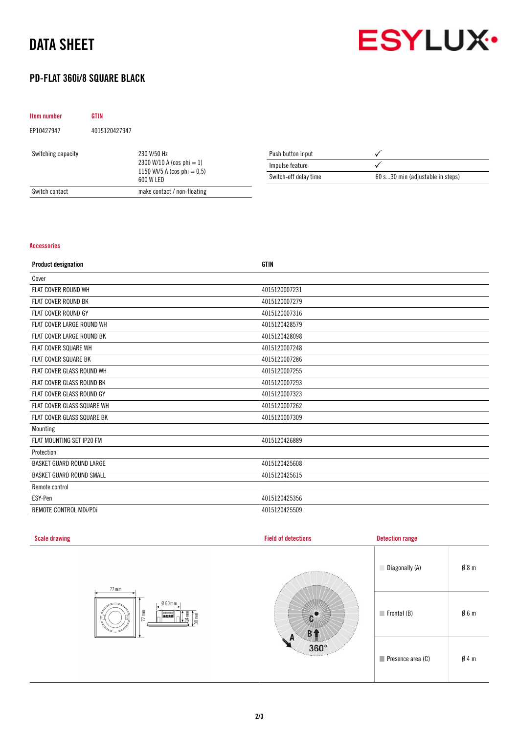# DATA SHEET

## PD-FLAT 360i/8 SQUARE BLACK

| Item number | GTIN |
|---|---|
| EP10427947 | 4015120427947 |

| | |
|---|---|
| Switching capacity | 230 V/50 Hz<br>2300 W/10 A (cos phi = 1)<br>1150 VA/5 A (cos phi = 0,5)<br>600 W LED |
| Switch contact | make contact / non-floating |

| | |
|---|---|
| Push button input | ✓ |
| Impulse feature | ✓ |
| Switch-off delay time | 60 s...30 min (adjustable in steps) |

### Accessories

| Product designation | GTIN |
|---|---|
| Cover | |
| FLAT COVER ROUND WH | 4015120007231 |
| FLAT COVER ROUND BK | 4015120007279 |
| FLAT COVER ROUND GY | 4015120007316 |
| FLAT COVER LARGE ROUND WH | 4015120428579 |
| FLAT COVER LARGE ROUND BK | 4015120428098 |
| FLAT COVER SQUARE WH | 4015120007248 |
| FLAT COVER SQUARE BK | 4015120007286 |
| FLAT COVER GLASS ROUND WH | 4015120007255 |
| FLAT COVER GLASS ROUND BK | 4015120007293 |
| FLAT COVER GLASS ROUND GY | 4015120007323 |
| FLAT COVER GLASS SQUARE WH | 4015120007262 |
| FLAT COVER GLASS SQUARE BK | 4015120007309 |
| Mounting | |
| FLAT MOUNTING SET IP20 FM | 4015120426889 |
| Protection | |
| BASKET GUARD ROUND LARGE | 4015120425608 |
| BASKET GUARD ROUND SMALL | 4015120425615 |
| Remote control | |
| ESY-Pen | 4015120425356 |
| REMOTE CONTROL MDi/PDi | 4015120425509 |

### Scale drawing

77 mm; 77 mm; Ø 60 mm; 24 mm; 30 mm

### Field of detections

A; B; C; 360°

### Detection range

| | |
|---|---|
| Diagonally (A) | Ø 8 m |
| Frontal (B) | Ø 6 m |
| Presence area (C) | Ø 4 m |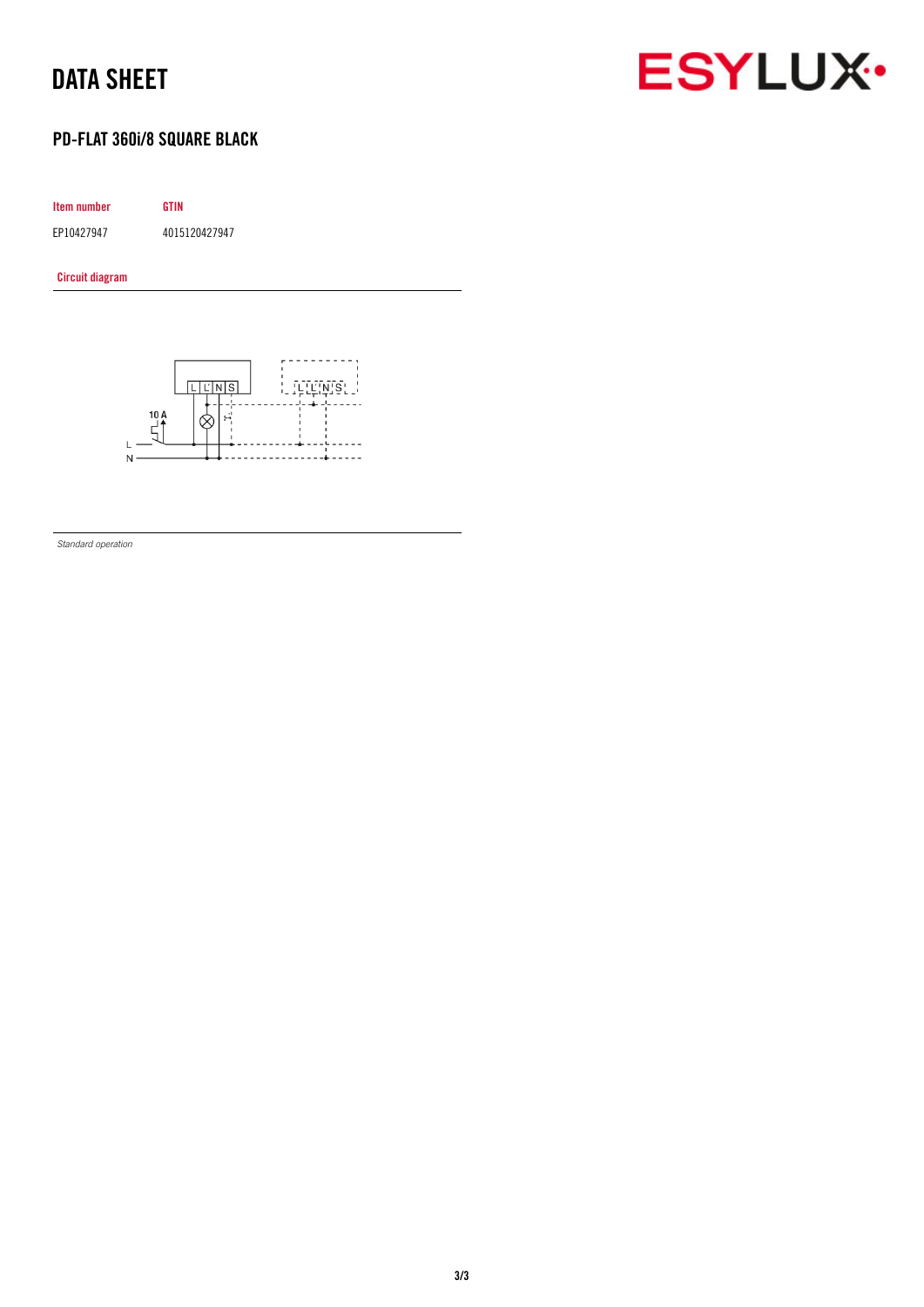# DATA SHEET

## PD-FLAT 360i/8 SQUARE BLACK

| Item number | GTIN |
| --- | --- |
| EP10427947 | 4015120427947 |

### Circuit diagram

L

N

10 A

L L' N S

L L' N S

*Standard operation*